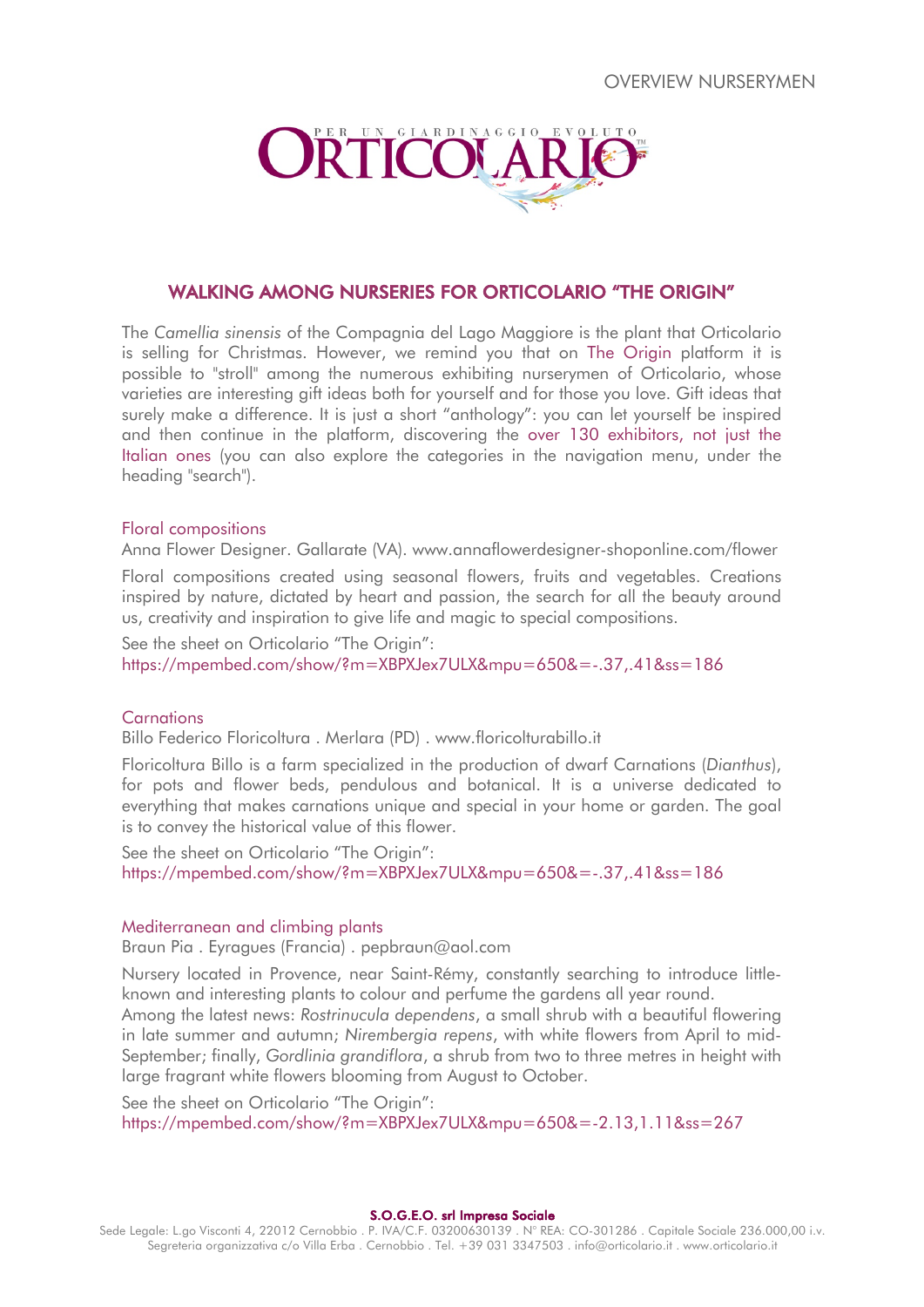OVERVIEW NURSERYMEN

# WALKING AMONG NURSERIES FOR ORTICOLARIO "THE ORIGIN"

The *Camellia sinensis* of the Compagnia del Lago Maggiore is the plant that Orticolario is selling for Christmas. However, we remind you that on The Origin platform it is possible to "stroll" among the numerous exhibiting nurserymen of Orticolario, whose varieties are interesting gift ideas both for yourself and for those you love. Gift ideas that surely make a difference. It is just a short "anthology": you can let yourself be inspired and then continue in the platform, discovering the over 130 exhibitors, not just the Italian ones (you can also explore the categories in the navigation menu, under the heading "search").

## Floral compositions

Anna Flower Designer. Gallarate (VA). www.annaflowerdesigner-shoponline.com/flower

Floral compositions created using seasonal flowers, fruits and vegetables. Creations inspired by nature, dictated by heart and passion, the search for all the beauty around us, creativity and inspiration to give life and magic to special compositions.

See the sheet on Orticolario "The Origin":
https://mpembed.com/show/?m=XBPXJex7ULX&mpu=650&=-.37,.41&ss=186

## Carnations

Billo Federico Floricoltura . Merlara (PD) . www.floricolturabillo.it

Floricoltura Billo is a farm specialized in the production of dwarf Carnations (*Dianthus*), for pots and flower beds, pendulous and botanical. It is a universe dedicated to everything that makes carnations unique and special in your home or garden. The goal is to convey the historical value of this flower.

See the sheet on Orticolario "The Origin":
https://mpembed.com/show/?m=XBPXJex7ULX&mpu=650&=-.37,.41&ss=186

## Mediterranean and climbing plants

Braun Pia . Eyragues (Francia) . pepbraun@aol.com

Nursery located in Provence, near Saint-Rémy, constantly searching to introduce little-known and interesting plants to colour and perfume the gardens all year round.
Among the latest news: *Rostrinucula dependens*, a small shrub with a beautiful flowering in late summer and autumn; *Nirembergia repens*, with white flowers from April to mid-September; finally, *Gordlinia grandiflora*, a shrub from two to three metres in height with large fragrant white flowers blooming from August to October.

See the sheet on Orticolario "The Origin":
https://mpembed.com/show/?m=XBPXJex7ULX&mpu=650&=-2.13,1.11&ss=267

**S.O.G.E.O. srl Impresa Sociale**
Sede Legale: L.go Visconti 4, 22012 Cernobbio . P. IVA/C.F. 03200630139 . N° REA: CO-301286 . Capitale Sociale 236.000,00 i.v.
Segreteria organizzativa c/o Villa Erba . Cernobbio . Tel. +39 031 3347503 . info@orticolario.it . www.orticolario.it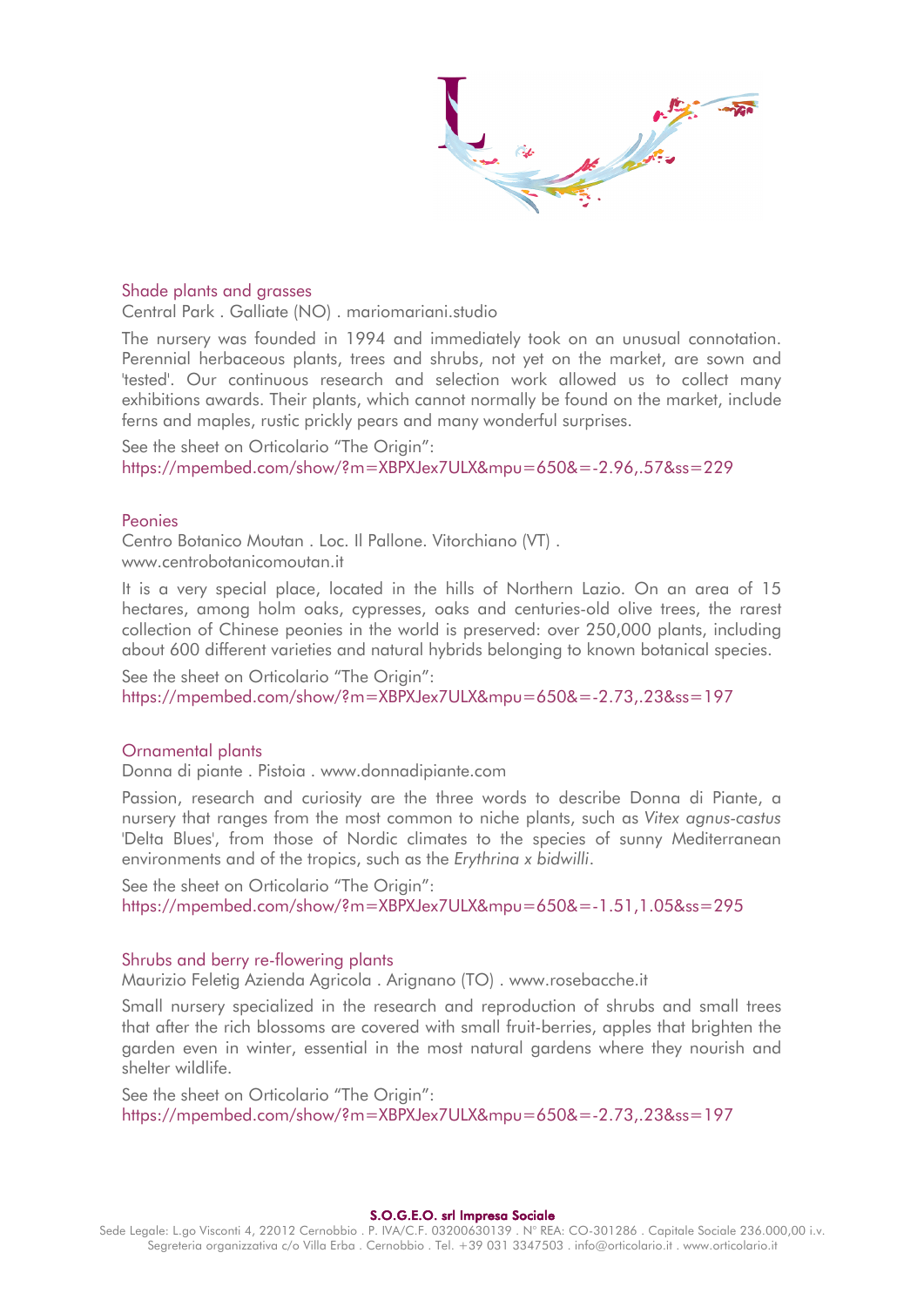## Shade plants and grasses

Central Park . Galliate (NO) . mariomariani.studio

The nursery was founded in 1994 and immediately took on an unusual connotation. Perennial herbaceous plants, trees and shrubs, not yet on the market, are sown and 'tested'. Our continuous research and selection work allowed us to collect many exhibitions awards. Their plants, which cannot normally be found on the market, include ferns and maples, rustic prickly pears and many wonderful surprises.

See the sheet on Orticolario "The Origin":
https://mpembed.com/show/?m=XBPXJex7ULX&mpu=650&=-2.96,.57&ss=229

## Peonies

Centro Botanico Moutan . Loc. Il Pallone. Vitorchiano (VT) .
www.centrobotanicomoutan.it

It is a very special place, located in the hills of Northern Lazio. On an area of 15 hectares, among holm oaks, cypresses, oaks and centuries-old olive trees, the rarest collection of Chinese peonies in the world is preserved: over 250,000 plants, including about 600 different varieties and natural hybrids belonging to known botanical species.

See the sheet on Orticolario "The Origin":
https://mpembed.com/show/?m=XBPXJex7ULX&mpu=650&=-2.73,.23&ss=197

## Ornamental plants

Donna di piante . Pistoia . www.donnadipiante.com

Passion, research and curiosity are the three words to describe Donna di Piante, a nursery that ranges from the most common to niche plants, such as *Vitex agnus-castus* 'Delta Blues', from those of Nordic climates to the species of sunny Mediterranean environments and of the tropics, such as the *Erythrina x bidwilli*.

See the sheet on Orticolario "The Origin":
https://mpembed.com/show/?m=XBPXJex7ULX&mpu=650&=-1.51,1.05&ss=295

## Shrubs and berry re-flowering plants

Maurizio Feletig Azienda Agricola . Arignano (TO) . www.rosebacche.it

Small nursery specialized in the research and reproduction of shrubs and small trees that after the rich blossoms are covered with small fruit-berries, apples that brighten the garden even in winter, essential in the most natural gardens where they nourish and shelter wildlife.

See the sheet on Orticolario "The Origin":
https://mpembed.com/show/?m=XBPXJex7ULX&mpu=650&=-2.73,.23&ss=197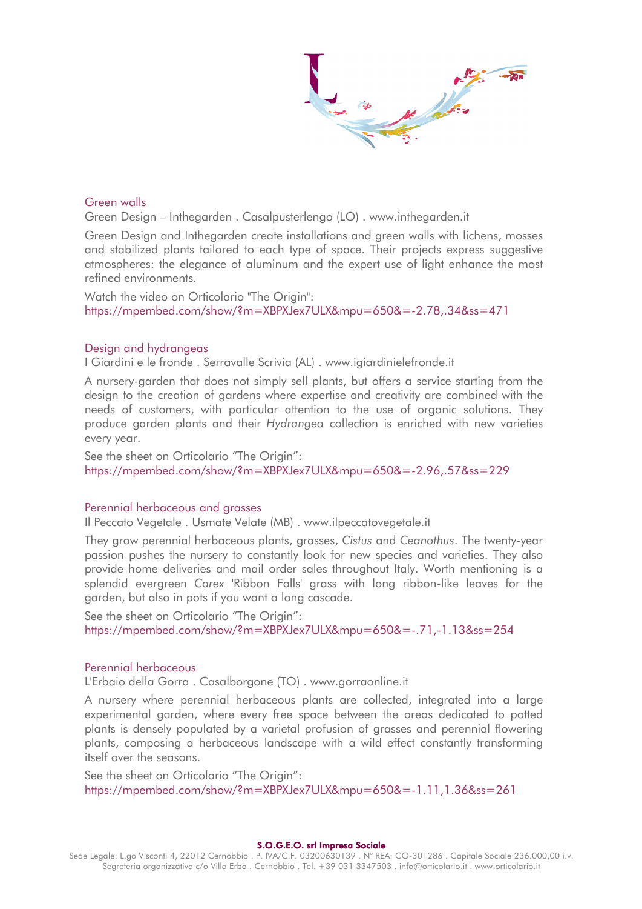## Green walls

Green Design – Inthegarden . Casalpusterlengo (LO) . www.inthegarden.it

Green Design and Inthegarden create installations and green walls with lichens, mosses and stabilized plants tailored to each type of space. Their projects express suggestive atmospheres: the elegance of aluminum and the expert use of light enhance the most refined environments.

Watch the video on Orticolario "The Origin":
https://mpembed.com/show/?m=XBPXJex7ULX&mpu=650&=-2.78,.34&ss=471

## Design and hydrangeas

I Giardini e le fronde . Serravalle Scrivia (AL) . www.igiardinielefronde.it

A nursery-garden that does not simply sell plants, but offers a service starting from the design to the creation of gardens where expertise and creativity are combined with the needs of customers, with particular attention to the use of organic solutions. They produce garden plants and their *Hydrangea* collection is enriched with new varieties every year.

See the sheet on Orticolario "The Origin":
https://mpembed.com/show/?m=XBPXJex7ULX&mpu=650&=-2.96,.57&ss=229

## Perennial herbaceous and grasses

Il Peccato Vegetale . Usmate Velate (MB) . www.ilpeccatovegetale.it

They grow perennial herbaceous plants, grasses, *Cistus* and *Ceanothus*. The twenty-year passion pushes the nursery to constantly look for new species and varieties. They also provide home deliveries and mail order sales throughout Italy. Worth mentioning is a splendid evergreen *Carex* 'Ribbon Falls' grass with long ribbon-like leaves for the garden, but also in pots if you want a long cascade.

See the sheet on Orticolario "The Origin":
https://mpembed.com/show/?m=XBPXJex7ULX&mpu=650&=-.71,-1.13&ss=254

## Perennial herbaceous

L'Erbaio della Gorra . Casalborgone (TO) . www.gorraonline.it

A nursery where perennial herbaceous plants are collected, integrated into a large experimental garden, where every free space between the areas dedicated to potted plants is densely populated by a varietal profusion of grasses and perennial flowering plants, composing a herbaceous landscape with a wild effect constantly transforming itself over the seasons.

See the sheet on Orticolario "The Origin":
https://mpembed.com/show/?m=XBPXJex7ULX&mpu=650&=-1.11,1.36&ss=261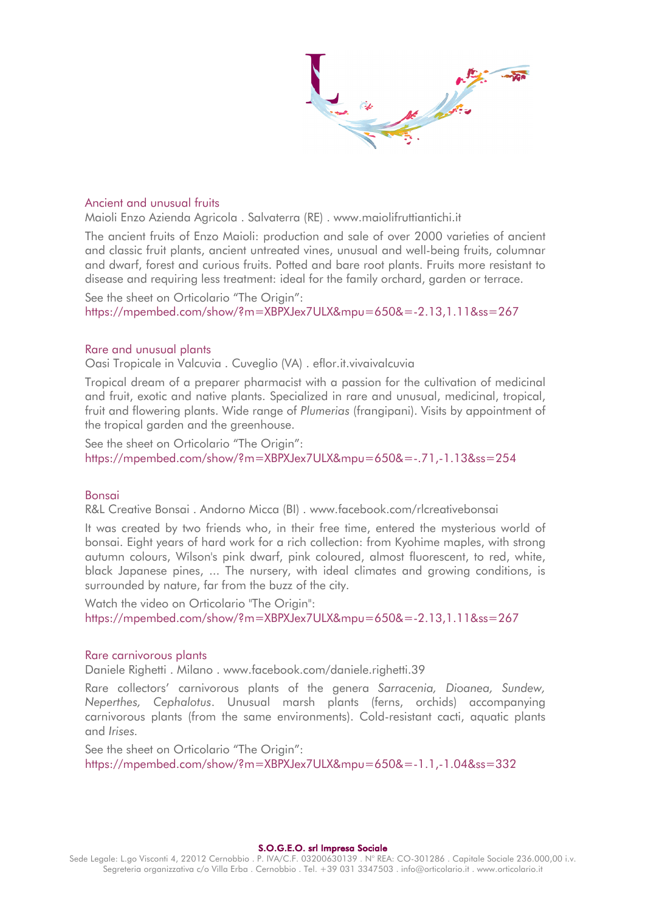## Ancient and unusual fruits

Maioli Enzo Azienda Agricola . Salvaterra (RE) . www.maiolifruttiantichi.it

The ancient fruits of Enzo Maioli: production and sale of over 2000 varieties of ancient and classic fruit plants, ancient untreated vines, unusual and well-being fruits, columnar and dwarf, forest and curious fruits. Potted and bare root plants. Fruits more resistant to disease and requiring less treatment: ideal for the family orchard, garden or terrace.

See the sheet on Orticolario "The Origin":
https://mpembed.com/show/?m=XBPXJex7ULX&mpu=650&=-2.13,1.11&ss=267

## Rare and unusual plants

Oasi Tropicale in Valcuvia . Cuveglio (VA) . eflor.it.vivaivalcuvia

Tropical dream of a preparer pharmacist with a passion for the cultivation of medicinal and fruit, exotic and native plants. Specialized in rare and unusual, medicinal, tropical, fruit and flowering plants. Wide range of *Plumerias* (frangipani). Visits by appointment of the tropical garden and the greenhouse.

See the sheet on Orticolario "The Origin":
https://mpembed.com/show/?m=XBPXJex7ULX&mpu=650&=-.71,-1.13&ss=254

## Bonsai

R&L Creative Bonsai . Andorno Micca (BI) . www.facebook.com/rlcreativebonsai

It was created by two friends who, in their free time, entered the mysterious world of bonsai. Eight years of hard work for a rich collection: from Kyohime maples, with strong autumn colours, Wilson's pink dwarf, pink coloured, almost fluorescent, to red, white, black Japanese pines, ... The nursery, with ideal climates and growing conditions, is surrounded by nature, far from the buzz of the city.

Watch the video on Orticolario "The Origin":
https://mpembed.com/show/?m=XBPXJex7ULX&mpu=650&=-2.13,1.11&ss=267

## Rare carnivorous plants

Daniele Righetti . Milano . www.facebook.com/daniele.righetti.39

Rare collectors' carnivorous plants of the genera *Sarracenia, Dioanea, Sundew, Neperthes, Cephalotus*. Unusual marsh plants (ferns, orchids) accompanying carnivorous plants (from the same environments). Cold-resistant cacti, aquatic plants and *Irises*.

See the sheet on Orticolario "The Origin":
https://mpembed.com/show/?m=XBPXJex7ULX&mpu=650&=-1.1,-1.04&ss=332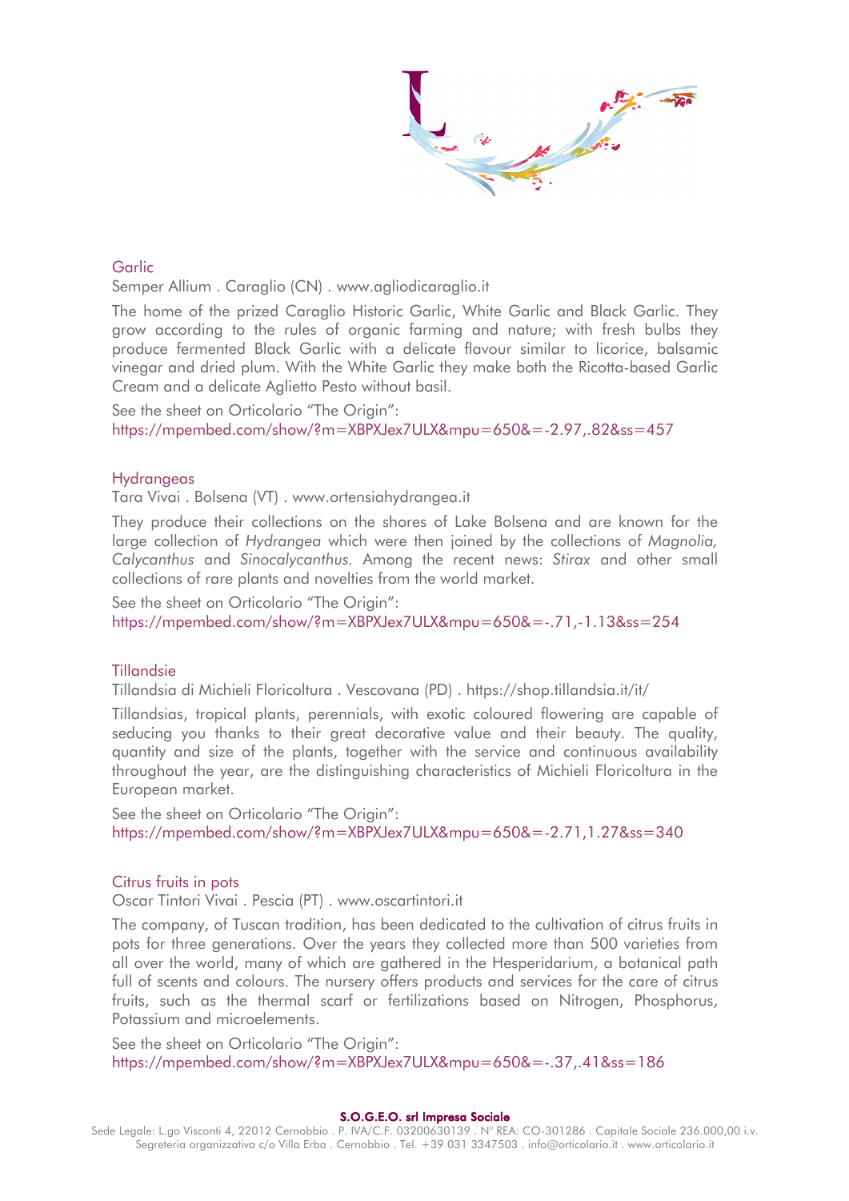## Garlic

Semper Allium . Caraglio (CN) . www.agliodicaraglio.it

The home of the prized Caraglio Historic Garlic, White Garlic and Black Garlic. They grow according to the rules of organic farming and nature; with fresh bulbs they produce fermented Black Garlic with a delicate flavour similar to licorice, balsamic vinegar and dried plum. With the White Garlic they make both the Ricotta-based Garlic Cream and a delicate Aglietto Pesto without basil.

See the sheet on Orticolario "The Origin":
https://mpembed.com/show/?m=XBPXJex7ULX&mpu=650&=-2.97,.82&ss=457

## Hydrangeas

Tara Vivai . Bolsena (VT) . www.ortensiahydrangea.it

They produce their collections on the shores of Lake Bolsena and are known for the large collection of *Hydrangea* which were then joined by the collections of *Magnolia, Calycanthus* and *Sinocalycanthus*. Among the recent news: *Stirax* and other small collections of rare plants and novelties from the world market.

See the sheet on Orticolario "The Origin":
https://mpembed.com/show/?m=XBPXJex7ULX&mpu=650&=-.71,-1.13&ss=254

## Tillandsie

Tillandsia di Michieli Floricoltura . Vescovana (PD) . https://shop.tillandsia.it/it/

Tillandsias, tropical plants, perennials, with exotic coloured flowering are capable of seducing you thanks to their great decorative value and their beauty. The quality, quantity and size of the plants, together with the service and continuous availability throughout the year, are the distinguishing characteristics of Michieli Floricoltura in the European market.

See the sheet on Orticolario "The Origin":
https://mpembed.com/show/?m=XBPXJex7ULX&mpu=650&=-2.71,1.27&ss=340

## Citrus fruits in pots

Oscar Tintori Vivai . Pescia (PT) . www.oscartintori.it

The company, of Tuscan tradition, has been dedicated to the cultivation of citrus fruits in pots for three generations. Over the years they collected more than 500 varieties from all over the world, many of which are gathered in the Hesperidarium, a botanical path full of scents and colours. The nursery offers products and services for the care of citrus fruits, such as the thermal scarf or fertilizations based on Nitrogen, Phosphorus, Potassium and microelements.

See the sheet on Orticolario "The Origin":
https://mpembed.com/show/?m=XBPXJex7ULX&mpu=650&=-.37,.41&ss=186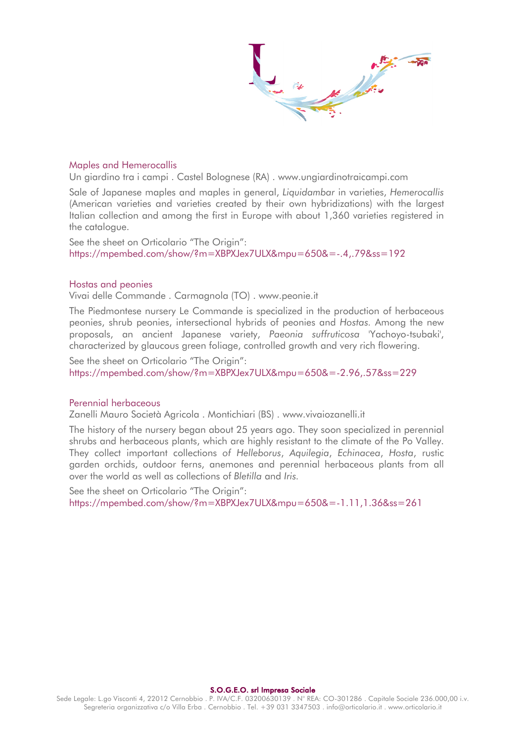## Maples and Hemerocallis

Un giardino tra i campi . Castel Bolognese (RA) . www.ungiardinotraicampi.com

Sale of Japanese maples and maples in general, *Liquidambar* in varieties, *Hemerocallis* (American varieties and varieties created by their own hybridizations) with the largest Italian collection and among the first in Europe with about 1,360 varieties registered in the catalogue.

See the sheet on Orticolario "The Origin":
https://mpembed.com/show/?m=XBPXJex7ULX&mpu=650&=-.4,.79&ss=192

## Hostas and peonies

Vivai delle Commande . Carmagnola (TO) . www.peonie.it

The Piedmontese nursery Le Commande is specialized in the production of herbaceous peonies, shrub peonies, intersectional hybrids of peonies and *Hostas*. Among the new proposals, an ancient Japanese variety, *Paeonia suffruticosa* 'Yachoyo-tsubaki', characterized by glaucous green foliage, controlled growth and very rich flowering.

See the sheet on Orticolario "The Origin":
https://mpembed.com/show/?m=XBPXJex7ULX&mpu=650&=-2.96,.57&ss=229

## Perennial herbaceous

Zanelli Mauro Società Agricola . Montichiari (BS) . www.vivaiozanelli.it

The history of the nursery began about 25 years ago. They soon specialized in perennial shrubs and herbaceous plants, which are highly resistant to the climate of the Po Valley. They collect important collections of *Helleborus*, *Aquilegia*, *Echinacea*, *Hosta*, rustic garden orchids, outdoor ferns, anemones and perennial herbaceous plants from all over the world as well as collections of *Bletilla* and *Iris*.

See the sheet on Orticolario "The Origin":
https://mpembed.com/show/?m=XBPXJex7ULX&mpu=650&=-1.11,1.36&ss=261